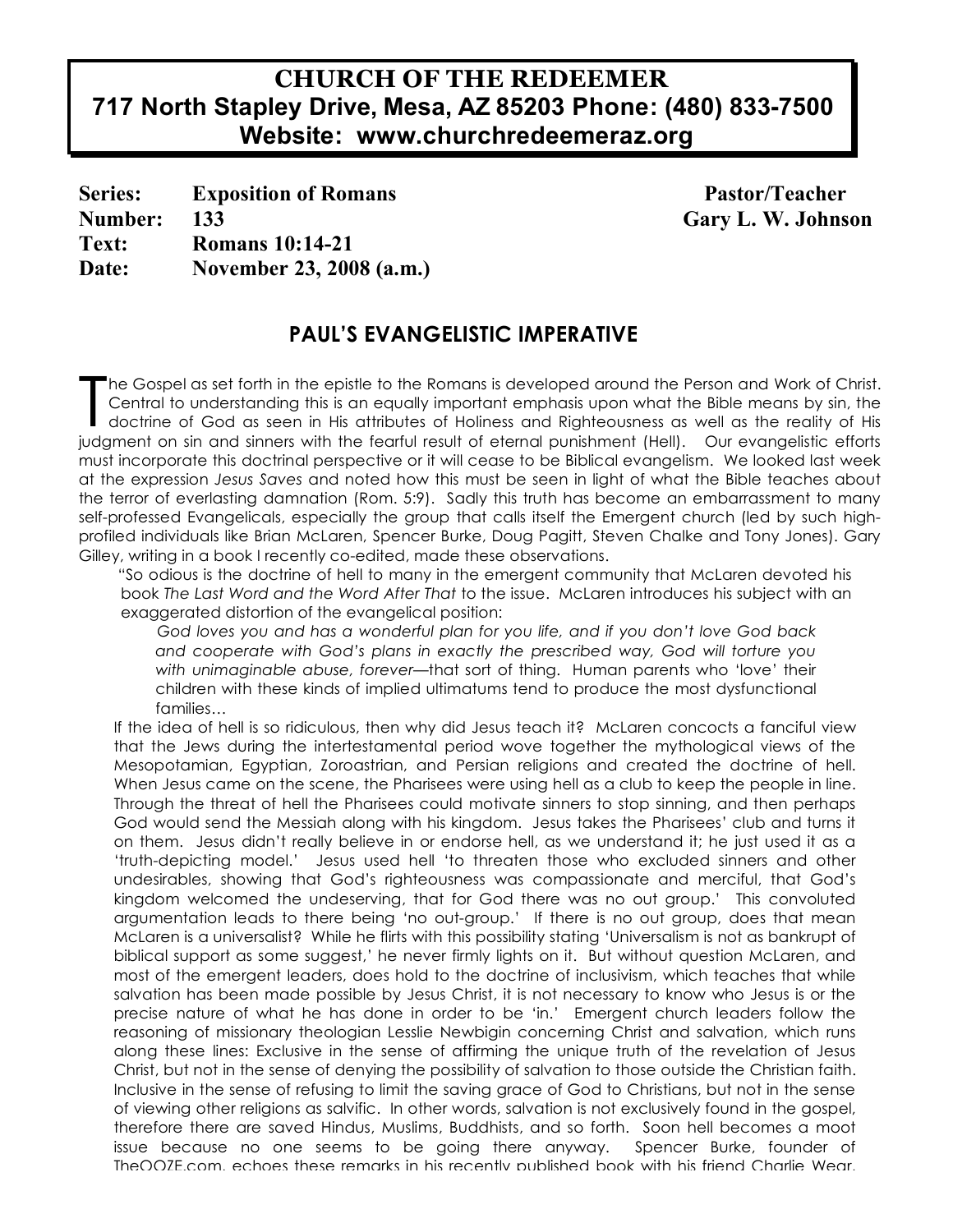# CHURCH OF THE REDEEMER

**717 North Stapley Drive, Mesa, AZ 85203 Phone: (480) 833-7500**

**Website: www.churchredeemeraz.org**

**Series:** **Exposition of Romans** — **Pastor/Teacher**
**Number:** **133** — **Gary L. W. Johnson**
**Text:** **Romans 10:14-21**
**Date:** **November 23, 2008 (a.m.)**

## PAUL'S EVANGELISTIC IMPERATIVE

The Gospel as set forth in the epistle to the Romans is developed around the Person and Work of Christ. Central to understanding this is an equally important emphasis upon what the Bible means by sin, the doctrine of God as seen in His attributes of Holiness and Righteousness as well as the reality of His judgment on sin and sinners with the fearful result of eternal punishment (Hell). Our evangelistic efforts must incorporate this doctrinal perspective or it will cease to be Biblical evangelism. We looked last week at the expression *Jesus Saves* and noted how this must be seen in light of what the Bible teaches about the terror of everlasting damnation (Rom. 5:9). Sadly this truth has become an embarrassment to many self-professed Evangelicals, especially the group that calls itself the Emergent church (led by such high-profiled individuals like Brian McLaren, Spencer Burke, Doug Pagitt, Steven Chalke and Tony Jones). Gary Gilley, writing in a book I recently co-edited, made these observations.

> "So odious is the doctrine of hell to many in the emergent community that McLaren devoted his book *The Last Word and the Word After That* to the issue. McLaren introduces his subject with an exaggerated distortion of the evangelical position:
>
> > *God loves you and has a wonderful plan for you life, and if you don't love God back and cooperate with God's plans in exactly the prescribed way, God will torture you with unimaginable abuse, forever*—that sort of thing. Human parents who 'love' their children with these kinds of implied ultimatums tend to produce the most dysfunctional families…
>
> If the idea of hell is so ridiculous, then why did Jesus teach it? McLaren concocts a fanciful view that the Jews during the intertestamental period wove together the mythological views of the Mesopotamian, Egyptian, Zoroastrian, and Persian religions and created the doctrine of hell. When Jesus came on the scene, the Pharisees were using hell as a club to keep the people in line. Through the threat of hell the Pharisees could motivate sinners to stop sinning, and then perhaps God would send the Messiah along with his kingdom. Jesus takes the Pharisees' club and turns it on them. Jesus didn't really believe in or endorse hell, as we understand it; he just used it as a 'truth-depicting model.' Jesus used hell 'to threaten those who excluded sinners and other undesirables, showing that God's righteousness was compassionate and merciful, that God's kingdom welcomed the undeserving, that for God there was no out group.' This convoluted argumentation leads to there being 'no out-group.' If there is no out group, does that mean McLaren is a universalist? While he flirts with this possibility stating 'Universalism is not as bankrupt of biblical support as some suggest,' he never firmly lights on it. But without question McLaren, and most of the emergent leaders, does hold to the doctrine of inclusivism, which teaches that while salvation has been made possible by Jesus Christ, it is not necessary to know who Jesus is or the precise nature of what he has done in order to be 'in.' Emergent church leaders follow the reasoning of missionary theologian Lesslie Newbigin concerning Christ and salvation, which runs along these lines: Exclusive in the sense of affirming the unique truth of the revelation of Jesus Christ, but not in the sense of denying the possibility of salvation to those outside the Christian faith. Inclusive in the sense of refusing to limit the saving grace of God to Christians, but not in the sense of viewing other religions as salvific. In other words, salvation is not exclusively found in the gospel, therefore there are saved Hindus, Muslims, Buddhists, and so forth. Soon hell becomes a moot issue because no one seems to be going there anyway. Spencer Burke, founder of TheOOZE.com, echoes these remarks in his recently published book with his friend Charlie Wear,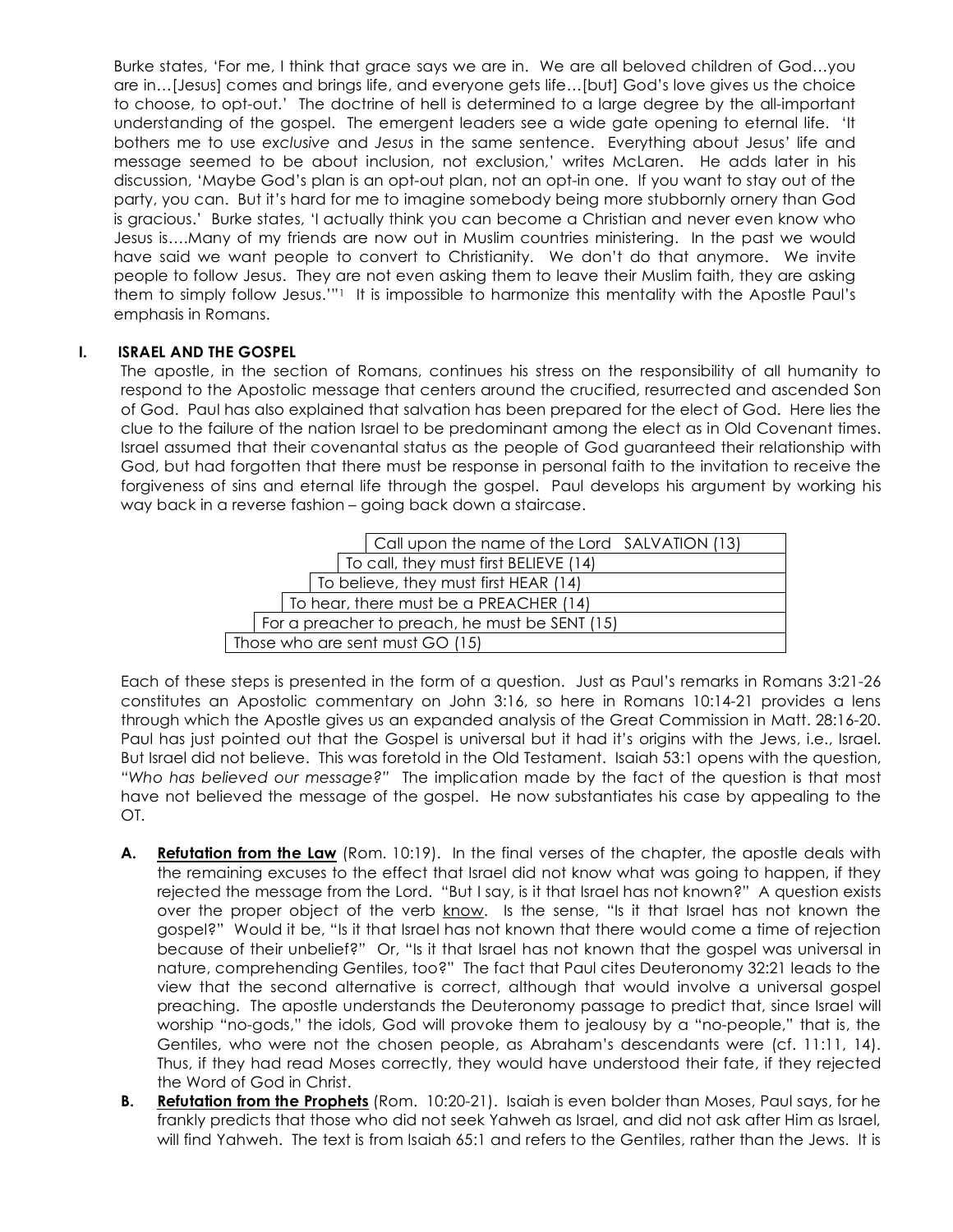Burke states, 'For me, I think that grace says we are in. We are all beloved children of God…you are in…[Jesus] comes and brings life, and everyone gets life…[but] God's love gives us the choice to choose, to opt-out.' The doctrine of hell is determined to a large degree by the all-important understanding of the gospel. The emergent leaders see a wide gate opening to eternal life. 'It bothers me to use *exclusive* and *Jesus* in the same sentence. Everything about Jesus' life and message seemed to be about inclusion, not exclusion,' writes McLaren. He adds later in his discussion, 'Maybe God's plan is an opt-out plan, not an opt-in one. If you want to stay out of the party, you can. But it's hard for me to imagine somebody being more stubbornly ornery than God is gracious.' Burke states, 'I actually think you can become a Christian and never even know who Jesus is….Many of my friends are now out in Muslim countries ministering. In the past we would have said we want people to convert to Christianity. We don't do that anymore. We invite people to follow Jesus. They are not even asking them to leave their Muslim faith, they are asking them to simply follow Jesus.'"[1] It is impossible to harmonize this mentality with the Apostle Paul's emphasis in Romans.

## I. ISRAEL AND THE GOSPEL

The apostle, in the section of Romans, continues his stress on the responsibility of all humanity to respond to the Apostolic message that centers around the crucified, resurrected and ascended Son of God. Paul has also explained that salvation has been prepared for the elect of God. Here lies the clue to the failure of the nation Israel to be predominant among the elect as in Old Covenant times. Israel assumed that their covenantal status as the people of God guaranteed their relationship with God, but had forgotten that there must be response in personal faith to the invitation to receive the forgiveness of sins and eternal life through the gospel. Paul develops his argument by working his way back in a reverse fashion – going back down a staircase.

| |
|---|
| Call upon the name of the Lord SALVATION (13) |
| To call, they must first BELIEVE (14) |
| To believe, they must first HEAR (14) |
| To hear, there must be a PREACHER (14) |
| For a preacher to preach, he must be SENT (15) |
| Those who are sent must GO (15) |

Each of these steps is presented in the form of a question. Just as Paul's remarks in Romans 3:21-26 constitutes an Apostolic commentary on John 3:16, so here in Romans 10:14-21 provides a lens through which the Apostle gives us an expanded analysis of the Great Commission in Matt. 28:16-20. Paul has just pointed out that the Gospel is universal but it had it's origins with the Jews, i.e., Israel. But Israel did not believe. This was foretold in the Old Testament. Isaiah 53:1 opens with the question, *"Who has believed our message?"* The implication made by the fact of the question is that most have not believed the message of the gospel. He now substantiates his case by appealing to the OT.

**A. Refutation from the Law** (Rom. 10:19). In the final verses of the chapter, the apostle deals with the remaining excuses to the effect that Israel did not know what was going to happen, if they rejected the message from the Lord. "But I say, is it that Israel has not known?" A question exists over the proper object of the verb know. Is the sense, "Is it that Israel has not known the gospel?" Would it be, "Is it that Israel has not known that there would come a time of rejection because of their unbelief?" Or, "Is it that Israel has not known that the gospel was universal in nature, comprehending Gentiles, too?" The fact that Paul cites Deuteronomy 32:21 leads to the view that the second alternative is correct, although that would involve a universal gospel preaching. The apostle understands the Deuteronomy passage to predict that, since Israel will worship "no-gods," the idols, God will provoke them to jealousy by a "no-people," that is, the Gentiles, who were not the chosen people, as Abraham's descendants were (cf. 11:11, 14). Thus, if they had read Moses correctly, they would have understood their fate, if they rejected the Word of God in Christ.

**B. Refutation from the Prophets** (Rom. 10:20-21). Isaiah is even bolder than Moses, Paul says, for he frankly predicts that those who did not seek Yahweh as Israel, and did not ask after Him as Israel, will find Yahweh. The text is from Isaiah 65:1 and refers to the Gentiles, rather than the Jews. It is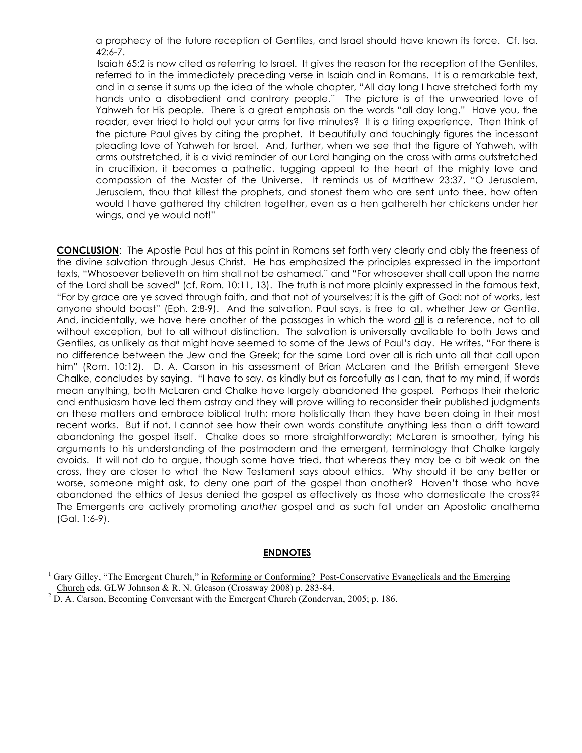a prophecy of the future reception of Gentiles, and Israel should have known its force. Cf. Isa. 42:6-7.

Isaiah 65:2 is now cited as referring to Israel. It gives the reason for the reception of the Gentiles, referred to in the immediately preceding verse in Isaiah and in Romans. It is a remarkable text, and in a sense it sums up the idea of the whole chapter, "All day long I have stretched forth my hands unto a disobedient and contrary people." The picture is of the unwearied love of Yahweh for His people. There is a great emphasis on the words "all day long." Have you, the reader, ever tried to hold out your arms for five minutes? It is a tiring experience. Then think of the picture Paul gives by citing the prophet. It beautifully and touchingly figures the incessant pleading love of Yahweh for Israel. And, further, when we see that the figure of Yahweh, with arms outstretched, it is a vivid reminder of our Lord hanging on the cross with arms outstretched in crucifixion, it becomes a pathetic, tugging appeal to the heart of the mighty love and compassion of the Master of the Universe. It reminds us of Matthew 23:37, "O Jerusalem, Jerusalem, thou that killest the prophets, and stonest them who are sent unto thee, how often would I have gathered thy children together, even as a hen gathereth her chickens under her wings, and ye would not!"

**CONCLUSION**: The Apostle Paul has at this point in Romans set forth very clearly and ably the freeness of the divine salvation through Jesus Christ. He has emphasized the principles expressed in the important texts, "Whosoever believeth on him shall not be ashamed," and "For whosoever shall call upon the name of the Lord shall be saved" (cf. Rom. 10:11, 13). The truth is not more plainly expressed in the famous text, "For by grace are ye saved through faith, and that not of yourselves; it is the gift of God: not of works, lest anyone should boast" (Eph. 2:8-9). And the salvation, Paul says, is free to all, whether Jew or Gentile. And, incidentally, we have here another of the passages in which the word all is a reference, not to all without exception, but to all without distinction. The salvation is universally available to both Jews and Gentiles, as unlikely as that might have seemed to some of the Jews of Paul's day. He writes, "For there is no difference between the Jew and the Greek; for the same Lord over all is rich unto all that call upon him" (Rom. 10:12). D. A. Carson in his assessment of Brian McLaren and the British emergent Steve Chalke, concludes by saying. "I have to say, as kindly but as forcefully as I can, that to my mind, if words mean anything, both McLaren and Chalke have largely abandoned the gospel. Perhaps their rhetoric and enthusiasm have led them astray and they will prove willing to reconsider their published judgments on these matters and embrace biblical truth; more holistically than they have been doing in their most recent works. But if not, I cannot see how their own words constitute anything less than a drift toward abandoning the gospel itself. Chalke does so more straightforwardly; McLaren is smoother, tying his arguments to his understanding of the postmodern and the emergent, terminology that Chalke largely avoids. It will not do to argue, though some have tried, that whereas they may be a bit weak on the cross, they are closer to what the New Testament says about ethics. Why should it be any better or worse, someone might ask, to deny one part of the gospel than another? Haven't those who have abandoned the ethics of Jesus denied the gospel as effectively as those who domesticate the cross?[2] The Emergents are actively promoting *another* gospel and as such fall under an Apostolic anathema (Gal. 1:6-9).

**ENDNOTES**

[1] Gary Gilley, "The Emergent Church," in Reforming or Conforming? Post-Conservative Evangelicals and the Emerging Church eds. GLW Johnson & R. N. Gleason (Crossway 2008) p. 283-84.

[2] D. A. Carson, Becoming Conversant with the Emergent Church (Zondervan, 2005; p. 186.